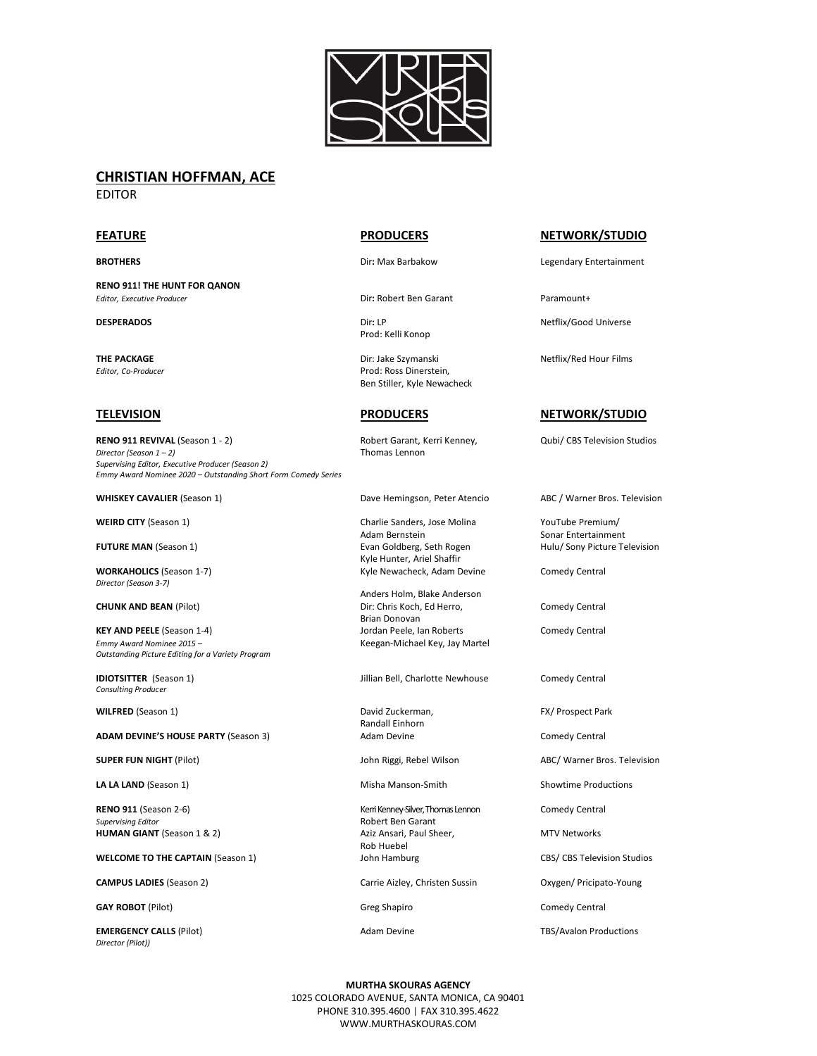## CHRISTIAN HOFFMAN, ACE

EDITOR

| FEATURE | PRODUCERS | NETWORK/STUDIO |
| --- | --- | --- |
| **BROTHERS** | Dir: Max Barbakow | Legendary Entertainment |
| **RENO 911! THE HUNT FOR QANON**<br>*Editor, Executive Producer* | Dir: Robert Ben Garant | Paramount+ |
| **DESPERADOS** | Dir: LP<br>Prod: Kelli Konop | Netflix/Good Universe |
| **THE PACKAGE**<br>*Editor, Co-Producer* | Dir: Jake Szymanski<br>Prod: Ross Dinerstein, Ben Stiller, Kyle Newacheck | Netflix/Red Hour Films |

| TELEVISION | PRODUCERS | NETWORK/STUDIO |
| --- | --- | --- |
| **RENO 911 REVIVAL** (Season 1 - 2)<br>*Director (Season 1 – 2)*<br>*Supervising Editor, Executive Producer (Season 2)*<br>*Emmy Award Nominee 2020 – Outstanding Short Form Comedy Series* | Robert Garant, Kerri Kenney, Thomas Lennon | Qubi/ CBS Television Studios |
| **WHISKEY CAVALIER** (Season 1) | Dave Hemingson, Peter Atencio | ABC / Warner Bros. Television |
| **WEIRD CITY** (Season 1) | Charlie Sanders, Jose Molina Adam Bernstein | YouTube Premium/ Sonar Entertainment |
| **FUTURE MAN** (Season 1) | Evan Goldberg, Seth Rogen Kyle Hunter, Ariel Shaffir | Hulu/ Sony Picture Television |
| **WORKAHOLICS** (Season 1-7)<br>*Director (Season 3-7)* | Kyle Newacheck, Adam Devine Anders Holm, Blake Anderson | Comedy Central |
| **CHUNK AND BEAN** (Pilot) | Dir: Chris Koch, Ed Herro, Brian Donovan | Comedy Central |
| **KEY AND PEELE** (Season 1-4)<br>*Emmy Award Nominee 2015 – Outstanding Picture Editing for a Variety Program* | Jordan Peele, Ian Roberts Keegan-Michael Key, Jay Martel | Comedy Central |
| **IDIOTSITTER** (Season 1)<br>*Consulting Producer* | Jillian Bell, Charlotte Newhouse | Comedy Central |
| **WILFRED** (Season 1) | David Zuckerman, Randall Einhorn | FX/ Prospect Park |
| **ADAM DEVINE'S HOUSE PARTY** (Season 3) | Adam Devine | Comedy Central |
| **SUPER FUN NIGHT** (Pilot) | John Riggi, Rebel Wilson | ABC/ Warner Bros. Television |
| **LA LA LAND** (Season 1) | Misha Manson-Smith | Showtime Productions |
| **RENO 911** (Season 2-6)<br>*Supervising Editor* | Kerri Kenney-Silver, Thomas Lennon Robert Ben Garant | Comedy Central |
| **HUMAN GIANT** (Season 1 & 2) | Aziz Ansari, Paul Sheer, Rob Huebel | MTV Networks |
| **WELCOME TO THE CAPTAIN** (Season 1) | John Hamburg | CBS/ CBS Television Studios |
| **CAMPUS LADIES** (Season 2) | Carrie Aizley, Christen Sussin | Oxygen/ Pricipato-Young |
| **GAY ROBOT** (Pilot) | Greg Shapiro | Comedy Central |
| **EMERGENCY CALLS** (Pilot)<br>*Director (Pilot))* | Adam Devine | TBS/Avalon Productions |

**MURTHA SKOURAS AGENCY**
1025 COLORADO AVENUE, SANTA MONICA, CA 90401
PHONE 310.395.4600 | FAX 310.395.4622
WWW.MURTHASKOURAS.COM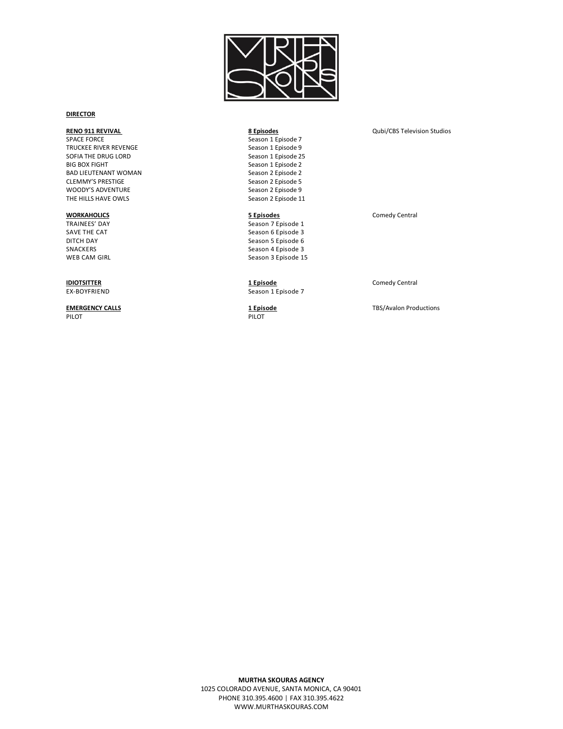**DIRECTOR**

| | | |
|---|---|---|
| **RENO 911 REVIVAL** | **8 Episodes** | Qubi/CBS Television Studios |
| SPACE FORCE | Season 1 Episode 7 | |
| TRUCKEE RIVER REVENGE | Season 1 Episode 9 | |
| SOFIA THE DRUG LORD | Season 1 Episode 25 | |
| BIG BOX FIGHT | Season 1 Episode 2 | |
| BAD LIEUTENANT WOMAN | Season 2 Episode 2 | |
| CLEMMY'S PRESTIGE | Season 2 Episode 5 | |
| WOODY'S ADVENTURE | Season 2 Episode 9 | |
| THE HILLS HAVE OWLS | Season 2 Episode 11 | |
| **WORKAHOLICS** | **5 Episodes** | Comedy Central |
| TRAINEES' DAY | Season 7 Episode 1 | |
| SAVE THE CAT | Season 6 Episode 3 | |
| DITCH DAY | Season 5 Episode 6 | |
| SNACKERS | Season 4 Episode 3 | |
| WEB CAM GIRL | Season 3 Episode 15 | |
| **IDIOTSITTER** | **1 Episode** | Comedy Central |
| EX-BOYFRIEND | Season 1 Episode 7 | |
| **EMERGENCY CALLS** | **1 Episode** | TBS/Avalon Productions |
| PILOT | PILOT | |

**MURTHA SKOURAS AGENCY**
1025 COLORADO AVENUE, SANTA MONICA, CA 90401
PHONE 310.395.4600 | FAX 310.395.4622
WWW.MURTHASKOURAS.COM